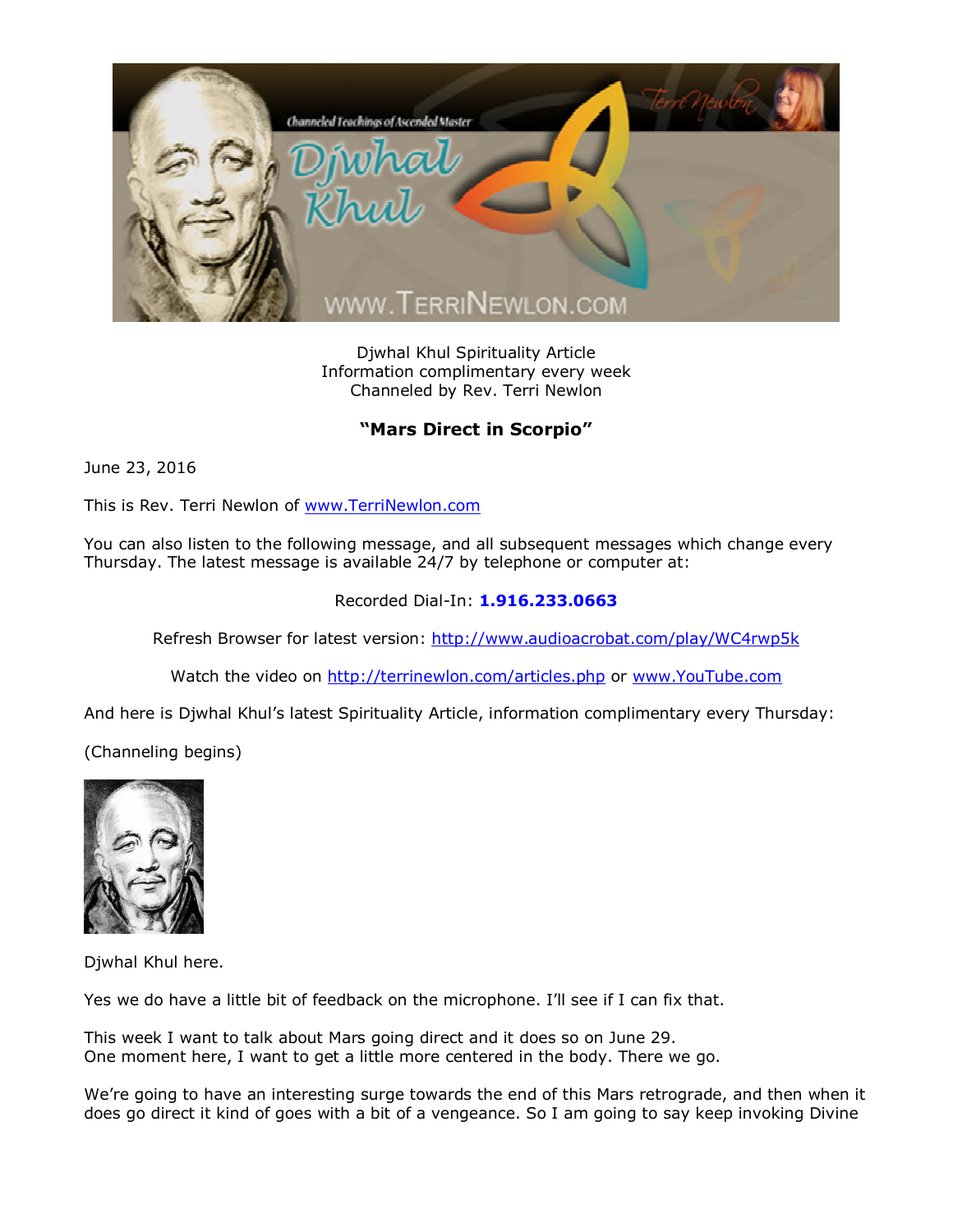Djwhal Khul Spirituality Article
Information complimentary every week
Channeled by Rev. Terri Newlon

## "Mars Direct in Scorpio"

June 23, 2016

This is Rev. Terri Newlon of www.TerriNewlon.com

You can also listen to the following message, and all subsequent messages which change every Thursday. The latest message is available 24/7 by telephone or computer at:

Recorded Dial-In: **1.916.233.0663**

Refresh Browser for latest version: http://www.audioacrobat.com/play/WC4rwp5k

Watch the video on http://terrinewlon.com/articles.php or www.YouTube.com

And here is Djwhal Khul's latest Spirituality Article, information complimentary every Thursday:

(Channeling begins)

Djwhal Khul here.

Yes we do have a little bit of feedback on the microphone. I'll see if I can fix that.

This week I want to talk about Mars going direct and it does so on June 29.
One moment here, I want to get a little more centered in the body. There we go.

We're going to have an interesting surge towards the end of this Mars retrograde, and then when it does go direct it kind of goes with a bit of a vengeance. So I am going to say keep invoking Divine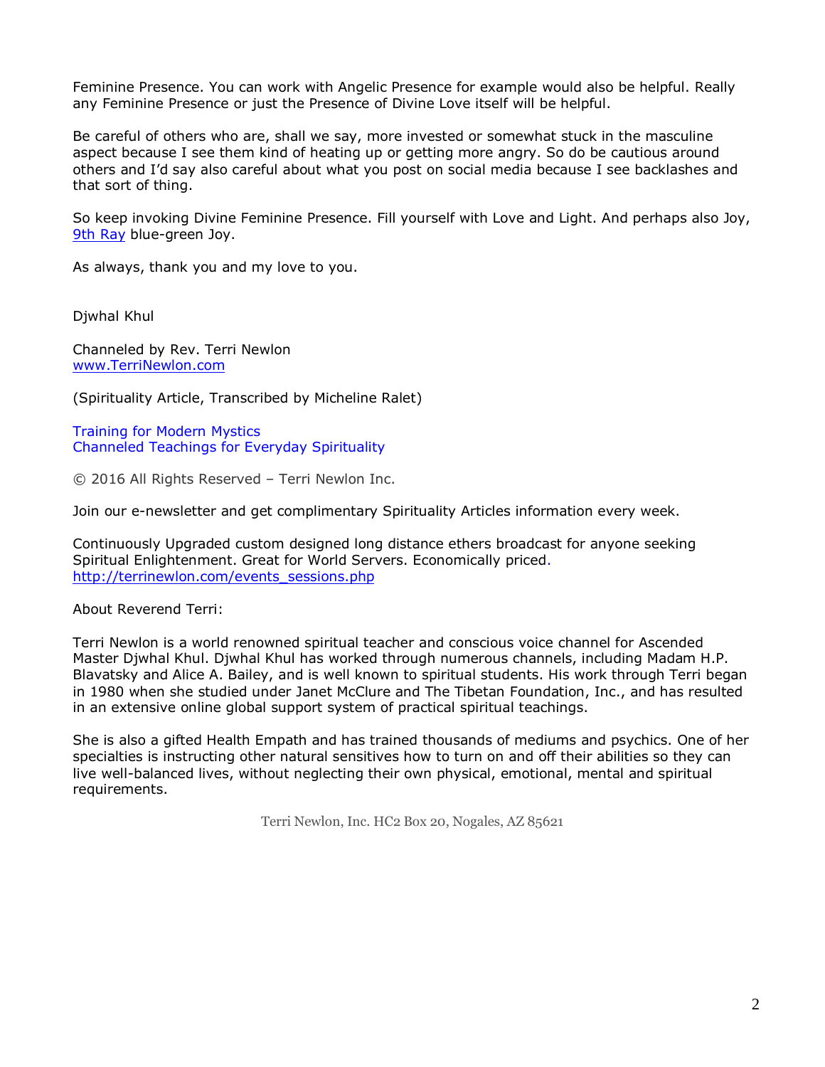Feminine Presence. You can work with Angelic Presence for example would also be helpful. Really any Feminine Presence or just the Presence of Divine Love itself will be helpful.

Be careful of others who are, shall we say, more invested or somewhat stuck in the masculine aspect because I see them kind of heating up or getting more angry. So do be cautious around others and I'd say also careful about what you post on social media because I see backlashes and that sort of thing.

So keep invoking Divine Feminine Presence. Fill yourself with Love and Light. And perhaps also Joy, 9th Ray blue-green Joy.

As always, thank you and my love to you.

Djwhal Khul

Channeled by Rev. Terri Newlon
www.TerriNewlon.com

(Spirituality Article, Transcribed by Micheline Ralet)

Training for Modern Mystics
Channeled Teachings for Everyday Spirituality

© 2016 All Rights Reserved – Terri Newlon Inc.

Join our e-newsletter and get complimentary Spirituality Articles information every week.

Continuously Upgraded custom designed long distance ethers broadcast for anyone seeking Spiritual Enlightenment. Great for World Servers. Economically priced.
http://terrinewlon.com/events_sessions.php

About Reverend Terri:

Terri Newlon is a world renowned spiritual teacher and conscious voice channel for Ascended Master Djwhal Khul. Djwhal Khul has worked through numerous channels, including Madam H.P. Blavatsky and Alice A. Bailey, and is well known to spiritual students. His work through Terri began in 1980 when she studied under Janet McClure and The Tibetan Foundation, Inc., and has resulted in an extensive online global support system of practical spiritual teachings.

She is also a gifted Health Empath and has trained thousands of mediums and psychics. One of her specialties is instructing other natural sensitives how to turn on and off their abilities so they can live well-balanced lives, without neglecting their own physical, emotional, mental and spiritual requirements.

Terri Newlon, Inc. HC2 Box 20, Nogales, AZ 85621